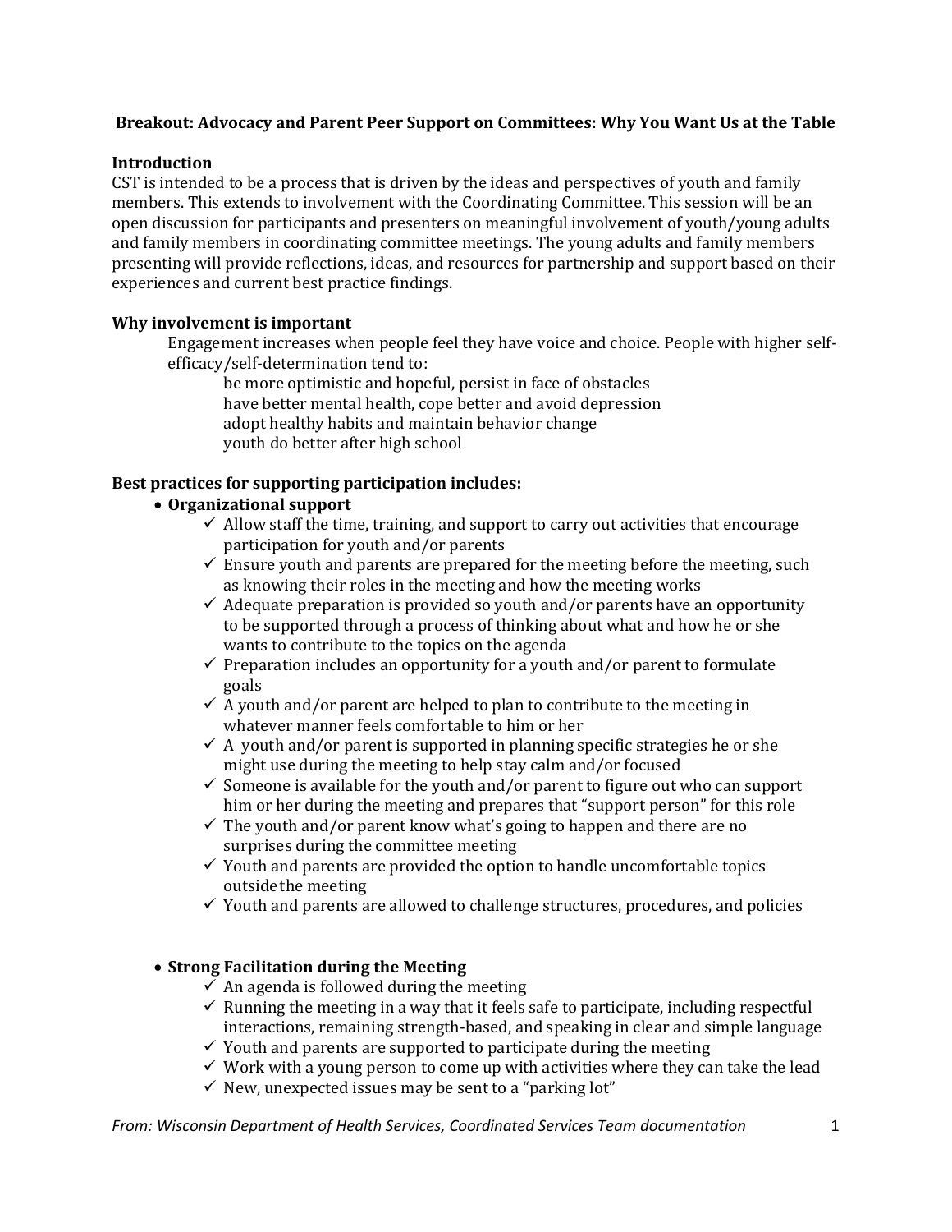**Breakout: Advocacy and Parent Peer Support on Committees: Why You Want Us at the Table**

## Introduction

CST is intended to be a process that is driven by the ideas and perspectives of youth and family members. This extends to involvement with the Coordinating Committee. This session will be an open discussion for participants and presenters on meaningful involvement of youth/young adults and family members in coordinating committee meetings. The young adults and family members presenting will provide reflections, ideas, and resources for partnership and support based on their experiences and current best practice findings.

## Why involvement is important

Engagement increases when people feel they have voice and choice. People with higher self-efficacy/self-determination tend to:

be more optimistic and hopeful, persist in face of obstacles
have better mental health, cope better and avoid depression
adopt healthy habits and maintain behavior change
youth do better after high school

## Best practices for supporting participation includes:

- **Organizational support**
  - ✓ Allow staff the time, training, and support to carry out activities that encourage participation for youth and/or parents
  - ✓ Ensure youth and parents are prepared for the meeting before the meeting, such as knowing their roles in the meeting and how the meeting works
  - ✓ Adequate preparation is provided so youth and/or parents have an opportunity to be supported through a process of thinking about what and how he or she wants to contribute to the topics on the agenda
  - ✓ Preparation includes an opportunity for a youth and/or parent to formulate goals
  - ✓ A youth and/or parent are helped to plan to contribute to the meeting in whatever manner feels comfortable to him or her
  - ✓ A youth and/or parent is supported in planning specific strategies he or she might use during the meeting to help stay calm and/or focused
  - ✓ Someone is available for the youth and/or parent to figure out who can support him or her during the meeting and prepares that "support person" for this role
  - ✓ The youth and/or parent know what's going to happen and there are no surprises during the committee meeting
  - ✓ Youth and parents are provided the option to handle uncomfortable topics outside the meeting
  - ✓ Youth and parents are allowed to challenge structures, procedures, and policies

- **Strong Facilitation during the Meeting**
  - ✓ An agenda is followed during the meeting
  - ✓ Running the meeting in a way that it feels safe to participate, including respectful interactions, remaining strength-based, and speaking in clear and simple language
  - ✓ Youth and parents are supported to participate during the meeting
  - ✓ Work with a young person to come up with activities where they can take the lead
  - ✓ New, unexpected issues may be sent to a "parking lot"

*From: Wisconsin Department of Health Services, Coordinated Services Team documentation*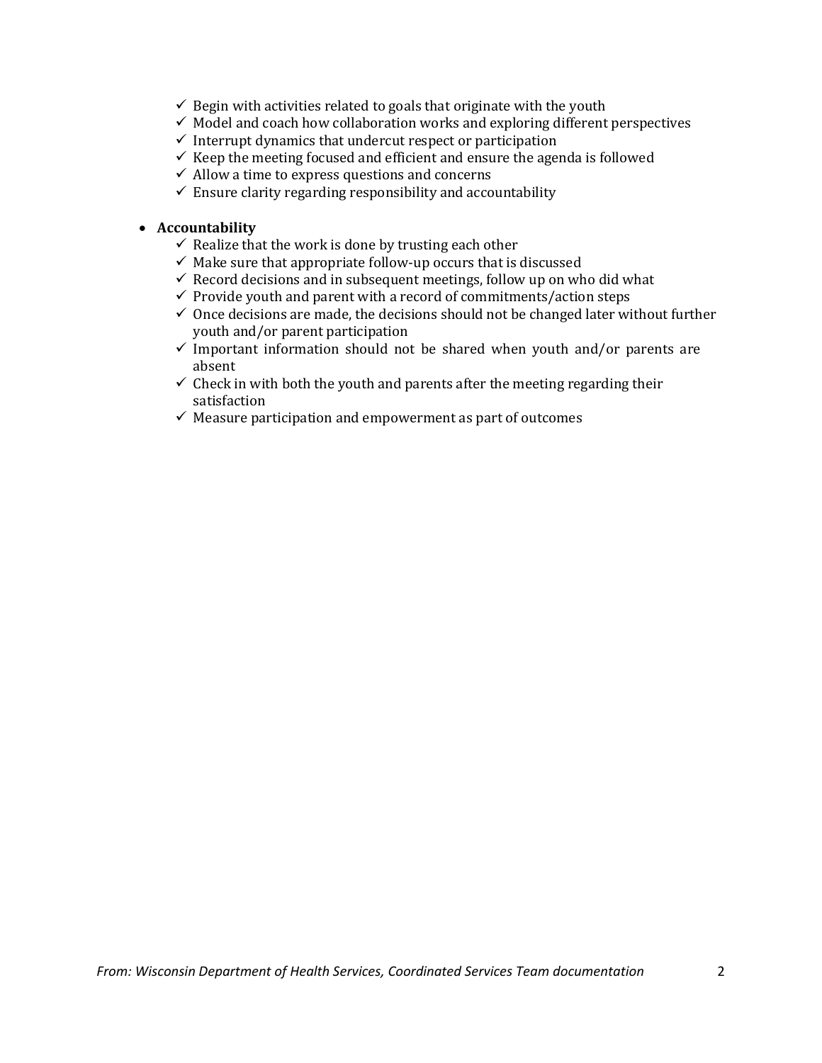- ✓ Begin with activities related to goals that originate with the youth
- ✓ Model and coach how collaboration works and exploring different perspectives
- ✓ Interrupt dynamics that undercut respect or participation
- ✓ Keep the meeting focused and efficient and ensure the agenda is followed
- ✓ Allow a time to express questions and concerns
- ✓ Ensure clarity regarding responsibility and accountability

- **Accountability**
  - ✓ Realize that the work is done by trusting each other
  - ✓ Make sure that appropriate follow-up occurs that is discussed
  - ✓ Record decisions and in subsequent meetings, follow up on who did what
  - ✓ Provide youth and parent with a record of commitments/action steps
  - ✓ Once decisions are made, the decisions should not be changed later without further youth and/or parent participation
  - ✓ Important information should not be shared when youth and/or parents are absent
  - ✓ Check in with both the youth and parents after the meeting regarding their satisfaction
  - ✓ Measure participation and empowerment as part of outcomes

*From: Wisconsin Department of Health Services, Coordinated Services Team documentation*